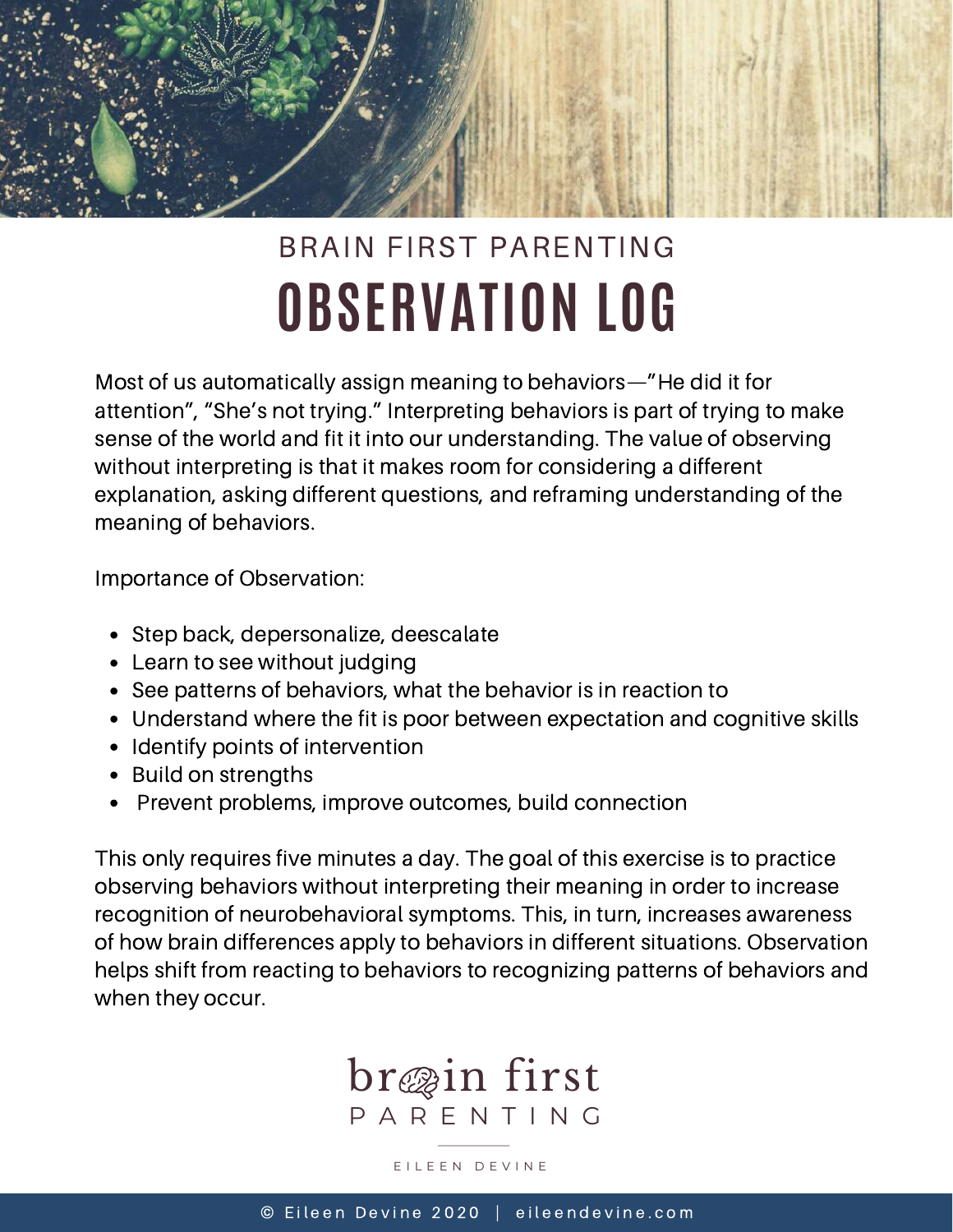## BRAIN FIRST PARENTING

# OBSERVATION LOG

Most of us automatically assign meaning to behaviors—"He did it for attention", "She's not trying." Interpreting behaviors is part of trying to make sense of the world and fit it into our understanding. The value of observing without interpreting is that it makes room for considering a different explanation, asking different questions, and reframing understanding of the meaning of behaviors.

Importance of Observation:

- Step back, depersonalize, deescalate
- Learn to see without judging
- See patterns of behaviors, what the behavior is in reaction to
- Understand where the fit is poor between expectation and cognitive skills
- Identify points of intervention
- Build on strengths
- Prevent problems, improve outcomes, build connection

This only requires five minutes a day. The goal of this exercise is to practice observing behaviors without interpreting their meaning in order to increase recognition of neurobehavioral symptoms. This, in turn, increases awareness of how brain differences apply to behaviors in different situations. Observation helps shift from reacting to behaviors to recognizing patterns of behaviors and when they occur.

brain first
PARENTING

EILEEN DEVINE

© Eileen Devine 2020 | eileendevine.com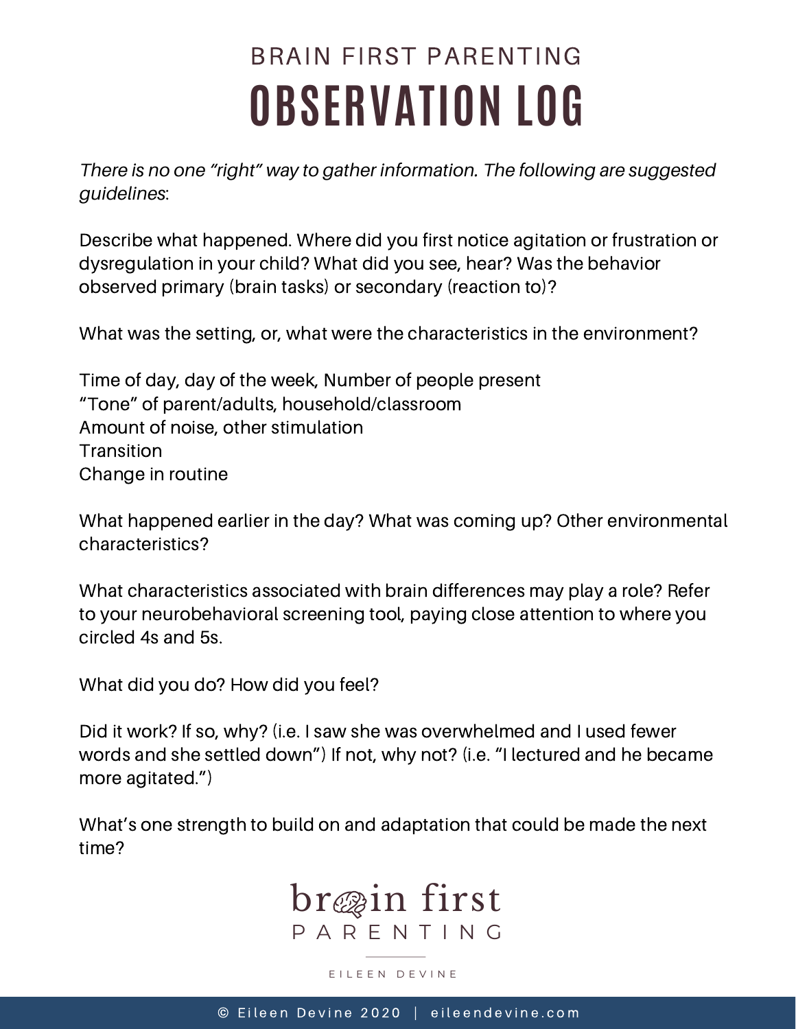BRAIN FIRST PARENTING

# OBSERVATION LOG

*There is no one "right" way to gather information. The following are suggested guidelines*:

Describe what happened. Where did you first notice agitation or frustration or dysregulation in your child? What did you see, hear? Was the behavior observed primary (brain tasks) or secondary (reaction to)?

What was the setting, or, what were the characteristics in the environment?

Time of day, day of the week, Number of people present
"Tone" of parent/adults, household/classroom
Amount of noise, other stimulation
Transition
Change in routine

What happened earlier in the day? What was coming up? Other environmental characteristics?

What characteristics associated with brain differences may play a role? Refer to your neurobehavioral screening tool, paying close attention to where you circled 4s and 5s.

What did you do? How did you feel?

Did it work? If so, why? (i.e. I saw she was overwhelmed and I used fewer words and she settled down") If not, why not? (i.e. "I lectured and he became more agitated.")

What's one strength to build on and adaptation that could be made the next time?

brain first
PARENTING

EILEEN DEVINE

© Eileen Devine 2020 | eileendevine.com